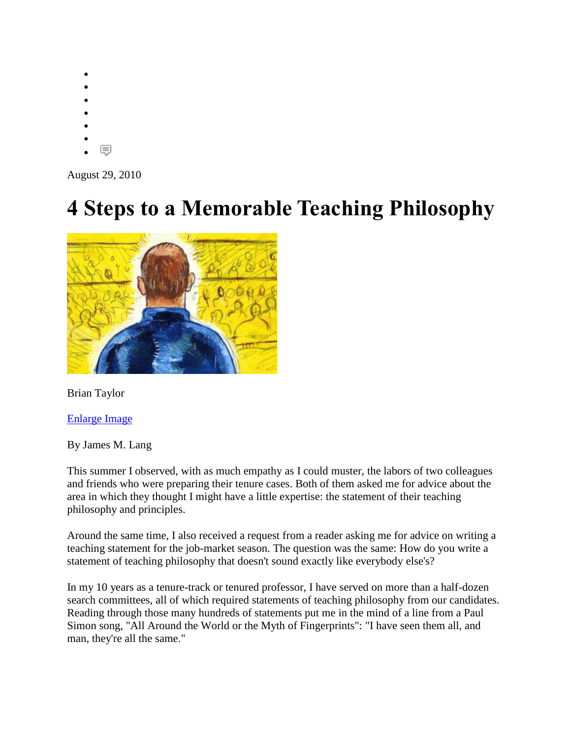August 29, 2010

# 4 Steps to a Memorable Teaching Philosophy

Brian Taylor

Enlarge Image

By James M. Lang

This summer I observed, with as much empathy as I could muster, the labors of two colleagues and friends who were preparing their tenure cases. Both of them asked me for advice about the area in which they thought I might have a little expertise: the statement of their teaching philosophy and principles.

Around the same time, I also received a request from a reader asking me for advice on writing a teaching statement for the job-market season. The question was the same: How do you write a statement of teaching philosophy that doesn't sound exactly like everybody else's?

In my 10 years as a tenure-track or tenured professor, I have served on more than a half-dozen search committees, all of which required statements of teaching philosophy from our candidates. Reading through those many hundreds of statements put me in the mind of a line from a Paul Simon song, "All Around the World or the Myth of Fingerprints": "I have seen them all, and man, they're all the same."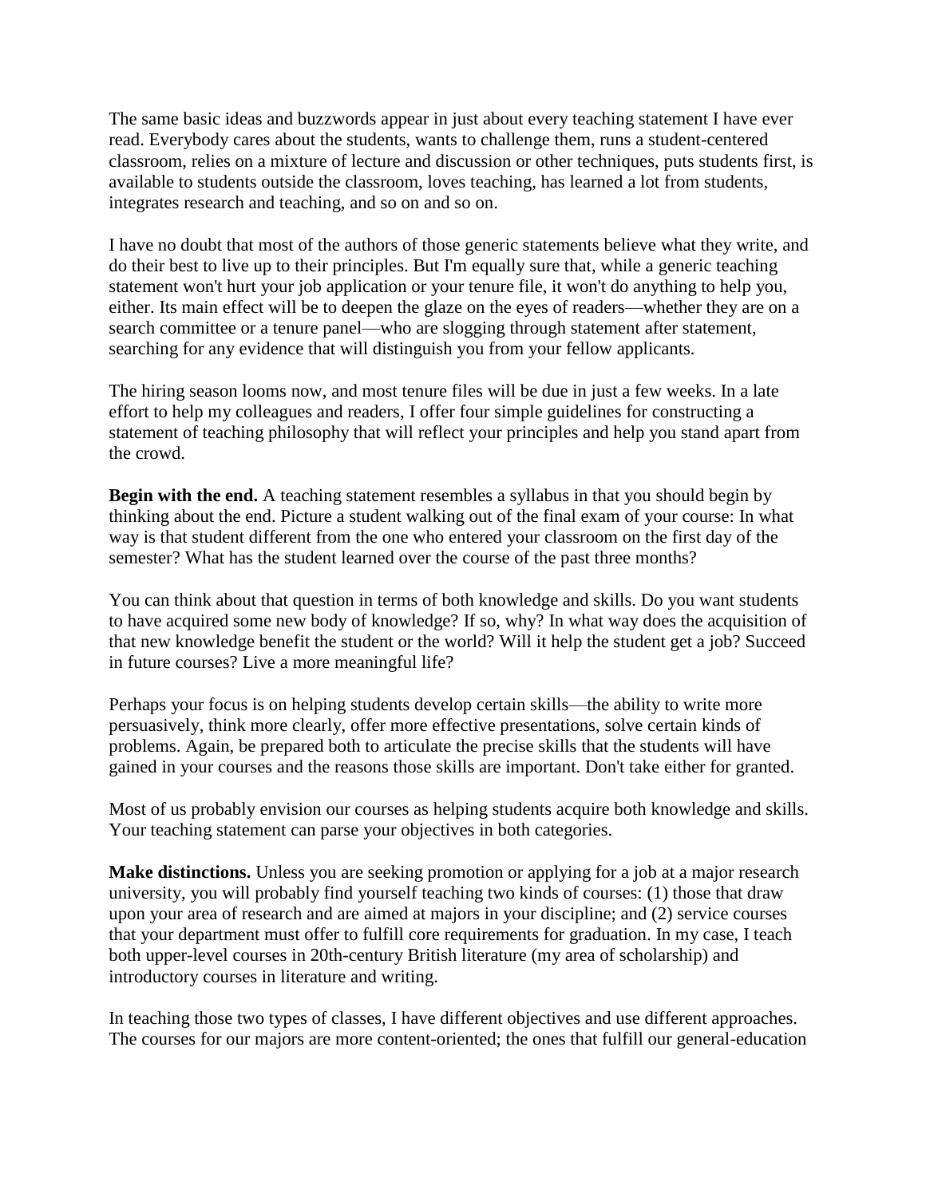The same basic ideas and buzzwords appear in just about every teaching statement I have ever read. Everybody cares about the students, wants to challenge them, runs a student-centered classroom, relies on a mixture of lecture and discussion or other techniques, puts students first, is available to students outside the classroom, loves teaching, has learned a lot from students, integrates research and teaching, and so on and so on.

I have no doubt that most of the authors of those generic statements believe what they write, and do their best to live up to their principles. But I'm equally sure that, while a generic teaching statement won't hurt your job application or your tenure file, it won't do anything to help you, either. Its main effect will be to deepen the glaze on the eyes of readers—whether they are on a search committee or a tenure panel—who are slogging through statement after statement, searching for any evidence that will distinguish you from your fellow applicants.

The hiring season looms now, and most tenure files will be due in just a few weeks. In a late effort to help my colleagues and readers, I offer four simple guidelines for constructing a statement of teaching philosophy that will reflect your principles and help you stand apart from the crowd.

**Begin with the end.** A teaching statement resembles a syllabus in that you should begin by thinking about the end. Picture a student walking out of the final exam of your course: In what way is that student different from the one who entered your classroom on the first day of the semester? What has the student learned over the course of the past three months?

You can think about that question in terms of both knowledge and skills. Do you want students to have acquired some new body of knowledge? If so, why? In what way does the acquisition of that new knowledge benefit the student or the world? Will it help the student get a job? Succeed in future courses? Live a more meaningful life?

Perhaps your focus is on helping students develop certain skills—the ability to write more persuasively, think more clearly, offer more effective presentations, solve certain kinds of problems. Again, be prepared both to articulate the precise skills that the students will have gained in your courses and the reasons those skills are important. Don't take either for granted.

Most of us probably envision our courses as helping students acquire both knowledge and skills. Your teaching statement can parse your objectives in both categories.

**Make distinctions.** Unless you are seeking promotion or applying for a job at a major research university, you will probably find yourself teaching two kinds of courses: (1) those that draw upon your area of research and are aimed at majors in your discipline; and (2) service courses that your department must offer to fulfill core requirements for graduation. In my case, I teach both upper-level courses in 20th-century British literature (my area of scholarship) and introductory courses in literature and writing.

In teaching those two types of classes, I have different objectives and use different approaches. The courses for our majors are more content-oriented; the ones that fulfill our general-education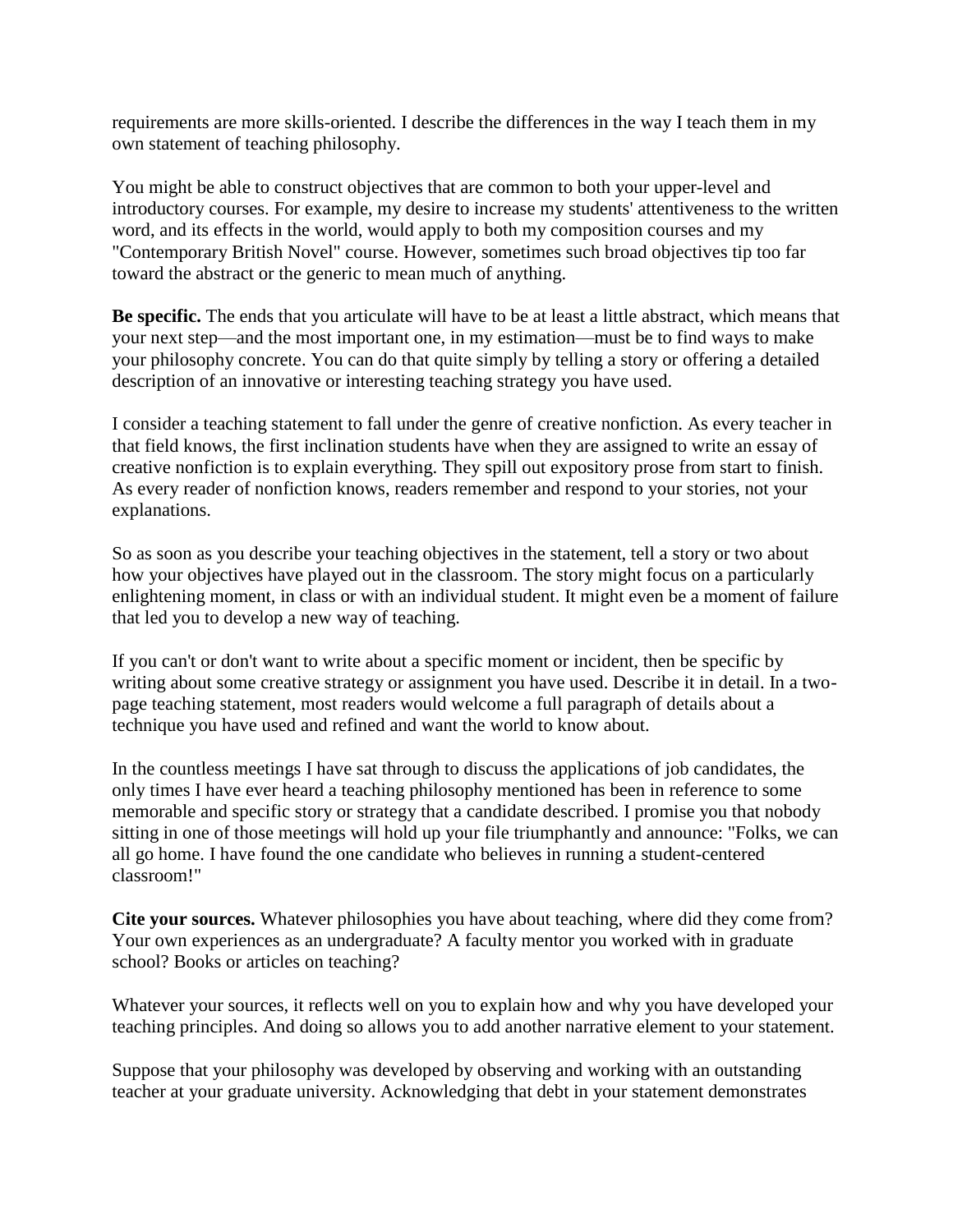requirements are more skills-oriented. I describe the differences in the way I teach them in my own statement of teaching philosophy.

You might be able to construct objectives that are common to both your upper-level and introductory courses. For example, my desire to increase my students' attentiveness to the written word, and its effects in the world, would apply to both my composition courses and my "Contemporary British Novel" course. However, sometimes such broad objectives tip too far toward the abstract or the generic to mean much of anything.

**Be specific.** The ends that you articulate will have to be at least a little abstract, which means that your next step—and the most important one, in my estimation—must be to find ways to make your philosophy concrete. You can do that quite simply by telling a story or offering a detailed description of an innovative or interesting teaching strategy you have used.

I consider a teaching statement to fall under the genre of creative nonfiction. As every teacher in that field knows, the first inclination students have when they are assigned to write an essay of creative nonfiction is to explain everything. They spill out expository prose from start to finish. As every reader of nonfiction knows, readers remember and respond to your stories, not your explanations.

So as soon as you describe your teaching objectives in the statement, tell a story or two about how your objectives have played out in the classroom. The story might focus on a particularly enlightening moment, in class or with an individual student. It might even be a moment of failure that led you to develop a new way of teaching.

If you can't or don't want to write about a specific moment or incident, then be specific by writing about some creative strategy or assignment you have used. Describe it in detail. In a two-page teaching statement, most readers would welcome a full paragraph of details about a technique you have used and refined and want the world to know about.

In the countless meetings I have sat through to discuss the applications of job candidates, the only times I have ever heard a teaching philosophy mentioned has been in reference to some memorable and specific story or strategy that a candidate described. I promise you that nobody sitting in one of those meetings will hold up your file triumphantly and announce: "Folks, we can all go home. I have found the one candidate who believes in running a student-centered classroom!"

**Cite your sources.** Whatever philosophies you have about teaching, where did they come from? Your own experiences as an undergraduate? A faculty mentor you worked with in graduate school? Books or articles on teaching?

Whatever your sources, it reflects well on you to explain how and why you have developed your teaching principles. And doing so allows you to add another narrative element to your statement.

Suppose that your philosophy was developed by observing and working with an outstanding teacher at your graduate university. Acknowledging that debt in your statement demonstrates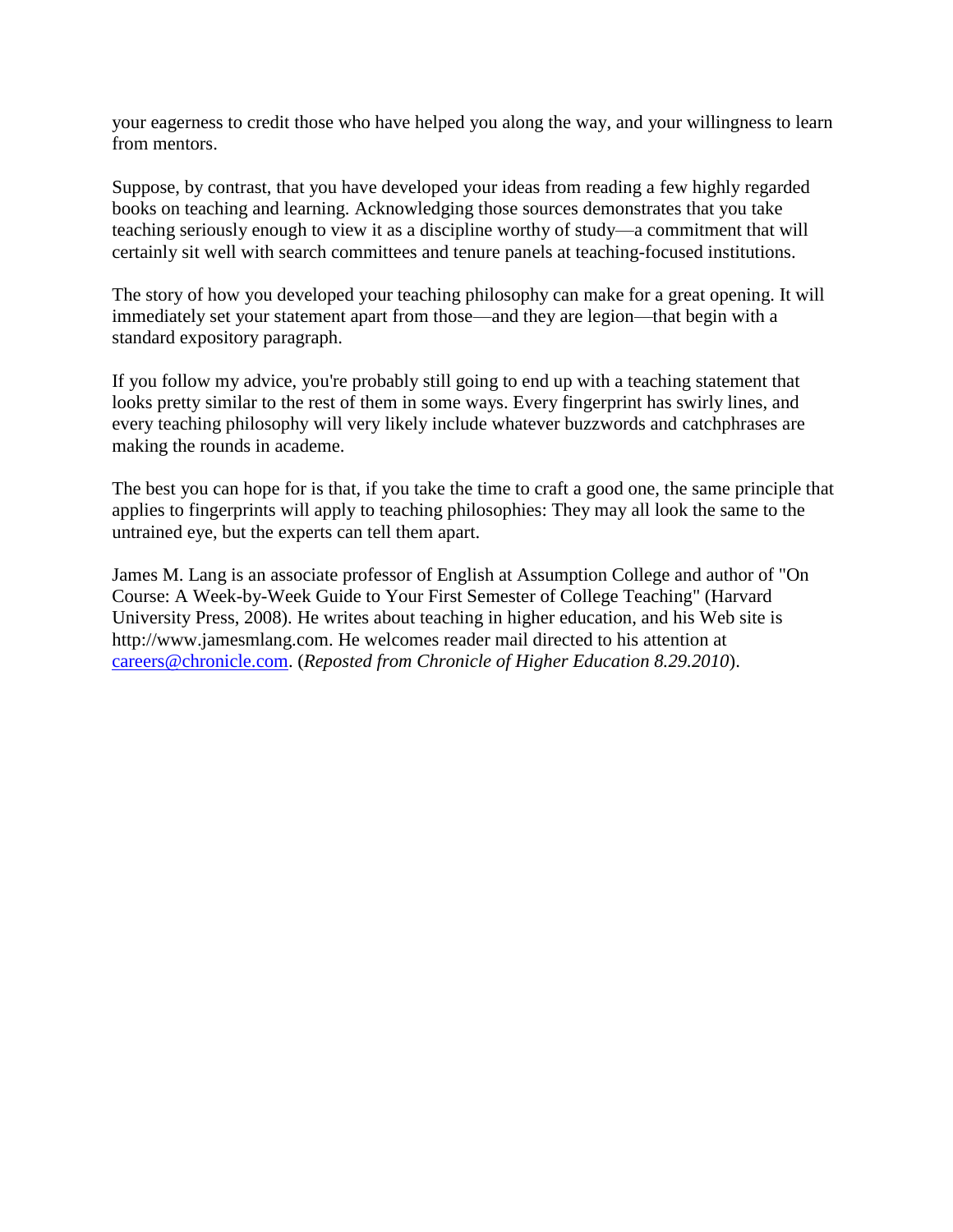your eagerness to credit those who have helped you along the way, and your willingness to learn from mentors.

Suppose, by contrast, that you have developed your ideas from reading a few highly regarded books on teaching and learning. Acknowledging those sources demonstrates that you take teaching seriously enough to view it as a discipline worthy of study—a commitment that will certainly sit well with search committees and tenure panels at teaching-focused institutions.

The story of how you developed your teaching philosophy can make for a great opening. It will immediately set your statement apart from those—and they are legion—that begin with a standard expository paragraph.

If you follow my advice, you're probably still going to end up with a teaching statement that looks pretty similar to the rest of them in some ways. Every fingerprint has swirly lines, and every teaching philosophy will very likely include whatever buzzwords and catchphrases are making the rounds in academe.

The best you can hope for is that, if you take the time to craft a good one, the same principle that applies to fingerprints will apply to teaching philosophies: They may all look the same to the untrained eye, but the experts can tell them apart.

James M. Lang is an associate professor of English at Assumption College and author of "On Course: A Week-by-Week Guide to Your First Semester of College Teaching" (Harvard University Press, 2008). He writes about teaching in higher education, and his Web site is http://www.jamesmlang.com. He welcomes reader mail directed to his attention at careers@chronicle.com. (*Reposted from Chronicle of Higher Education 8.29.2010*).